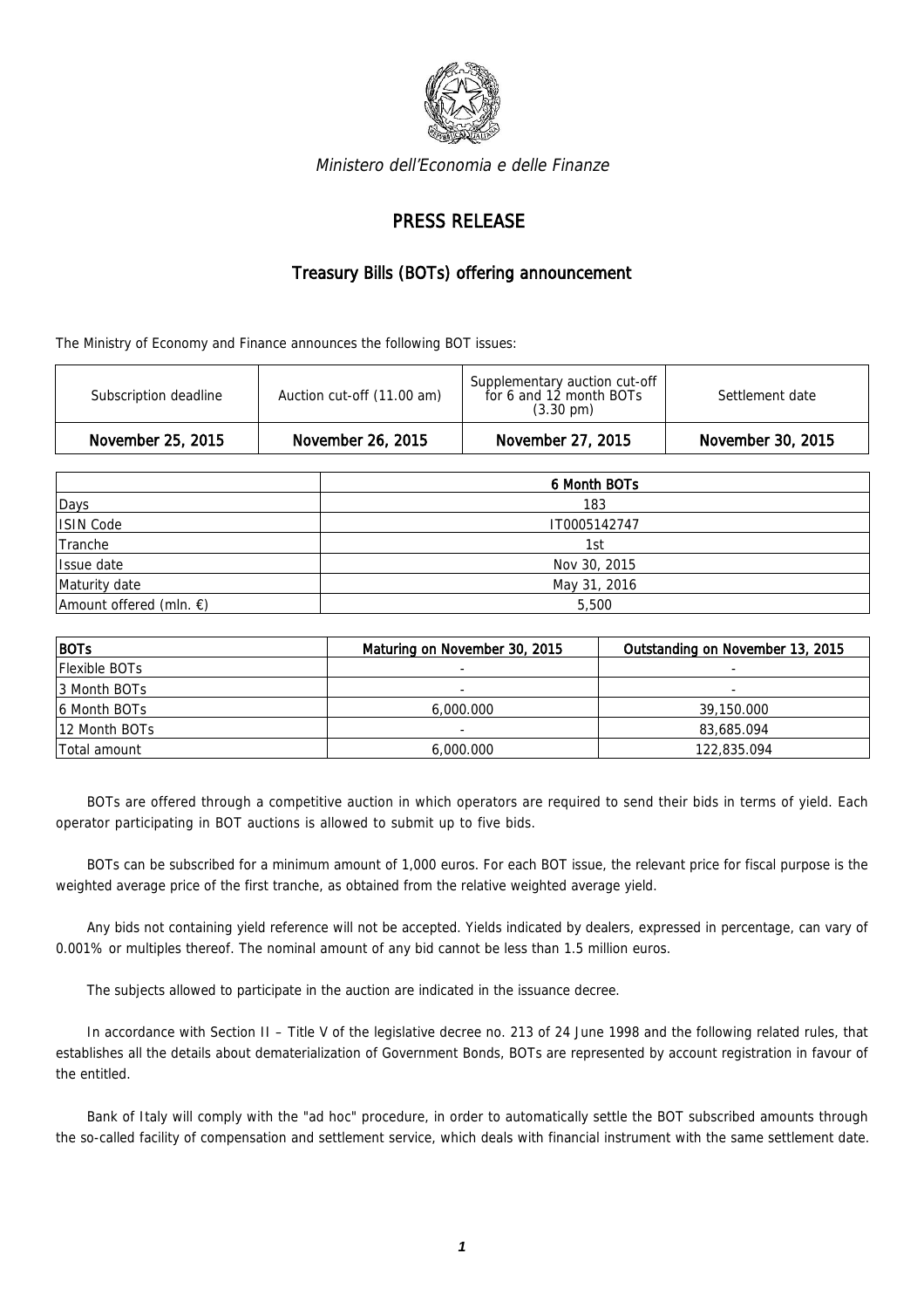*Ministero dell'Economia e delle Finanze*

# PRESS RELEASE

## Treasury Bills (BOTs) offering announcement

The Ministry of Economy and Finance announces the following BOT issues:

| Subscription deadline | Auction cut-off (11.00 am) | Supplementary auction cut-off for 6 and 12 month BOTs (3.30 pm) | Settlement date |
|---|---|---|---|
| November 25, 2015 | November 26, 2015 | November 27, 2015 | November 30, 2015 |

| | 6 Month BOTs |
|---|---|
| Days | 183 |
| ISIN Code | IT0005142747 |
| Tranche | 1st |
| Issue date | Nov 30, 2015 |
| Maturity date | May 31, 2016 |
| Amount offered (mln. €) | 5,500 |

| BOTs | Maturing on November 30, 2015 | Outstanding on November 13, 2015 |
|---|---|---|
| Flexible BOTs | - | - |
| 3 Month BOTs | - | - |
| 6 Month BOTs | 6,000.000 | 39,150.000 |
| 12 Month BOTs | - | 83,685.094 |
| Total amount | 6,000.000 | 122,835.094 |

BOTs are offered through a competitive auction in which operators are required to send their bids in terms of yield. Each operator participating in BOT auctions is allowed to submit up to five bids.

BOTs can be subscribed for a minimum amount of 1,000 euros. For each BOT issue, the relevant price for fiscal purpose is the weighted average price of the first tranche, as obtained from the relative weighted average yield.

Any bids not containing yield reference will not be accepted. Yields indicated by dealers, expressed in percentage, can vary of 0.001% or multiples thereof. The nominal amount of any bid cannot be less than 1.5 million euros.

The subjects allowed to participate in the auction are indicated in the issuance decree.

In accordance with Section II – Title V of the legislative decree no. 213 of 24 June 1998 and the following related rules, that establishes all the details about dematerialization of Government Bonds, BOTs are represented by account registration in favour of the entitled.

Bank of Italy will comply with the "ad hoc" procedure, in order to automatically settle the BOT subscribed amounts through the so-called facility of compensation and settlement service, which deals with financial instrument with the same settlement date.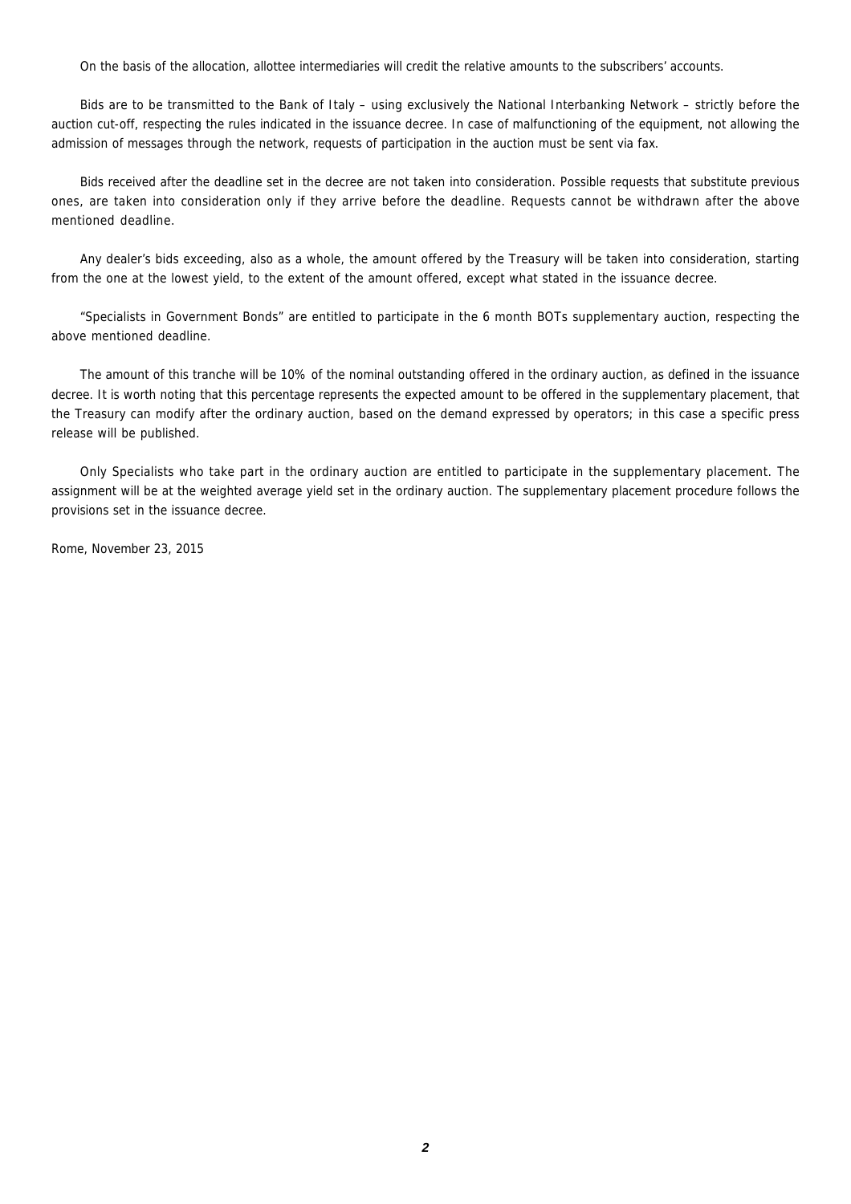On the basis of the allocation, allottee intermediaries will credit the relative amounts to the subscribers' accounts.

Bids are to be transmitted to the Bank of Italy – using exclusively the National Interbanking Network – strictly before the auction cut-off, respecting the rules indicated in the issuance decree. In case of malfunctioning of the equipment, not allowing the admission of messages through the network, requests of participation in the auction must be sent via fax.

Bids received after the deadline set in the decree are not taken into consideration. Possible requests that substitute previous ones, are taken into consideration only if they arrive before the deadline. Requests cannot be withdrawn after the above mentioned deadline.

Any dealer's bids exceeding, also as a whole, the amount offered by the Treasury will be taken into consideration, starting from the one at the lowest yield, to the extent of the amount offered, except what stated in the issuance decree.

"Specialists in Government Bonds" are entitled to participate in the 6 month BOTs supplementary auction, respecting the above mentioned deadline.

The amount of this tranche will be 10% of the nominal outstanding offered in the ordinary auction, as defined in the issuance decree. It is worth noting that this percentage represents the expected amount to be offered in the supplementary placement, that the Treasury can modify after the ordinary auction, based on the demand expressed by operators; in this case a specific press release will be published.

Only Specialists who take part in the ordinary auction are entitled to participate in the supplementary placement. The assignment will be at the weighted average yield set in the ordinary auction. The supplementary placement procedure follows the provisions set in the issuance decree.

Rome, November 23, 2015